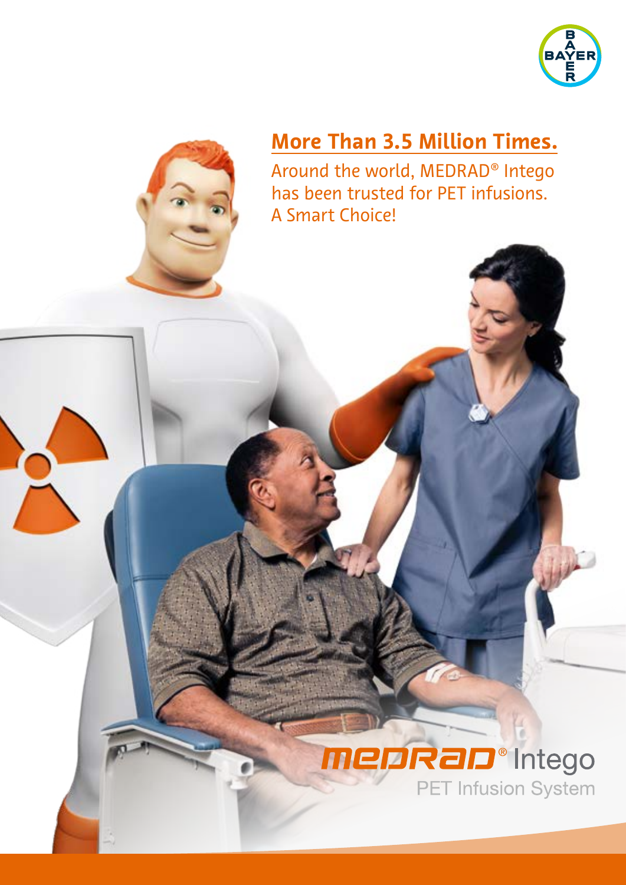## More Than 3.5 Million Times.

Around the world, MEDRAD® Intego has been trusted for PET infusions. A Smart Choice!

MEDRAD® Intego

PET Infusion System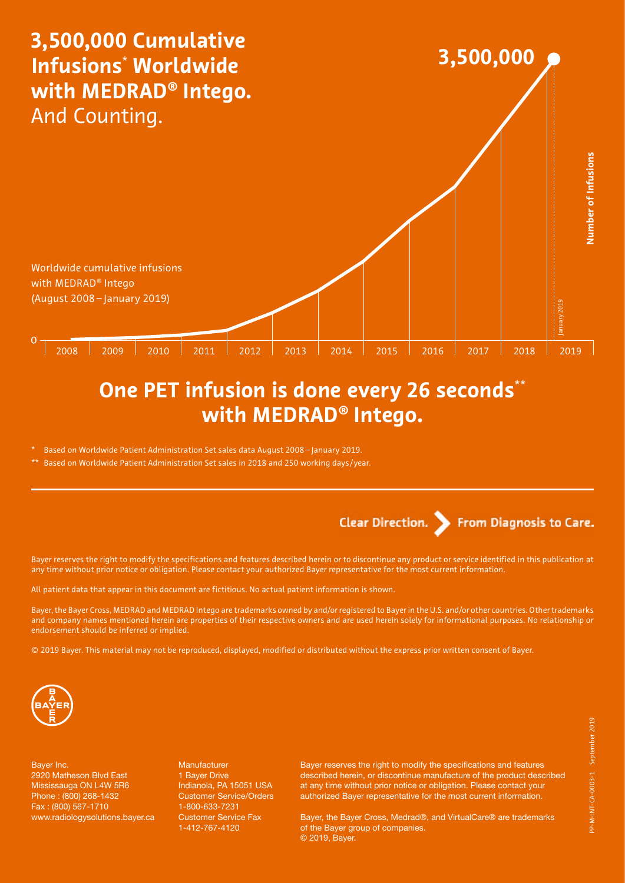# 3,500,000 Cumulative Infusions* Worldwide with MEDRAD® Intego.

And Counting.

3,500,000

Number of Infusions

Worldwide cumulative infusions with MEDRAD® Intego (August 2008 – January 2019)

January 2019

0

2008 2009 2010 2011 2012 2013 2014 2015 2016 2017 2018 2019

## One PET infusion is done every 26 seconds** with MEDRAD® Intego.

\* Based on Worldwide Patient Administration Set sales data August 2008 – January 2019.

\*\* Based on Worldwide Patient Administration Set sales in 2018 and 250 working days/year.

**Clear Direction.** **From Diagnosis to Care.**

Bayer reserves the right to modify the specifications and features described herein or to discontinue any product or service identified in this publication at any time without prior notice or obligation. Please contact your authorized Bayer representative for the most current information.

All patient data that appear in this document are fictitious. No actual patient information is shown.

Bayer, the Bayer Cross, MEDRAD and MEDRAD Intego are trademarks owned by and/or registered to Bayer in the U.S. and/or other countries. Other trademarks and company names mentioned herein are properties of their respective owners and are used herein solely for informational purposes. No relationship or endorsement should be inferred or implied.

© 2019 Bayer. This material may not be reproduced, displayed, modified or distributed without the express prior written consent of Bayer.

Bayer Inc.
2920 Matheson Blvd East
Mississauga ON L4W 5R6
Phone : (800) 268-1432
Fax : (800) 567-1710
www.radiologysolutions.bayer.ca

Manufacturer
1 Bayer Drive
Indianola, PA 15051 USA
Customer Service/Orders
1-800-633-7231
Customer Service Fax
1-412-767-4120

Bayer reserves the right to modify the specifications and features described herein, or discontinue manufacture of the product described at any time without prior notice or obligation. Please contact your authorized Bayer representative for the most current information.

Bayer, the Bayer Cross, Medrad®, and VirtualCare® are trademarks of the Bayer group of companies.
© 2019, Bayer.

PP-M-INT-CA-0003-1 September 2019